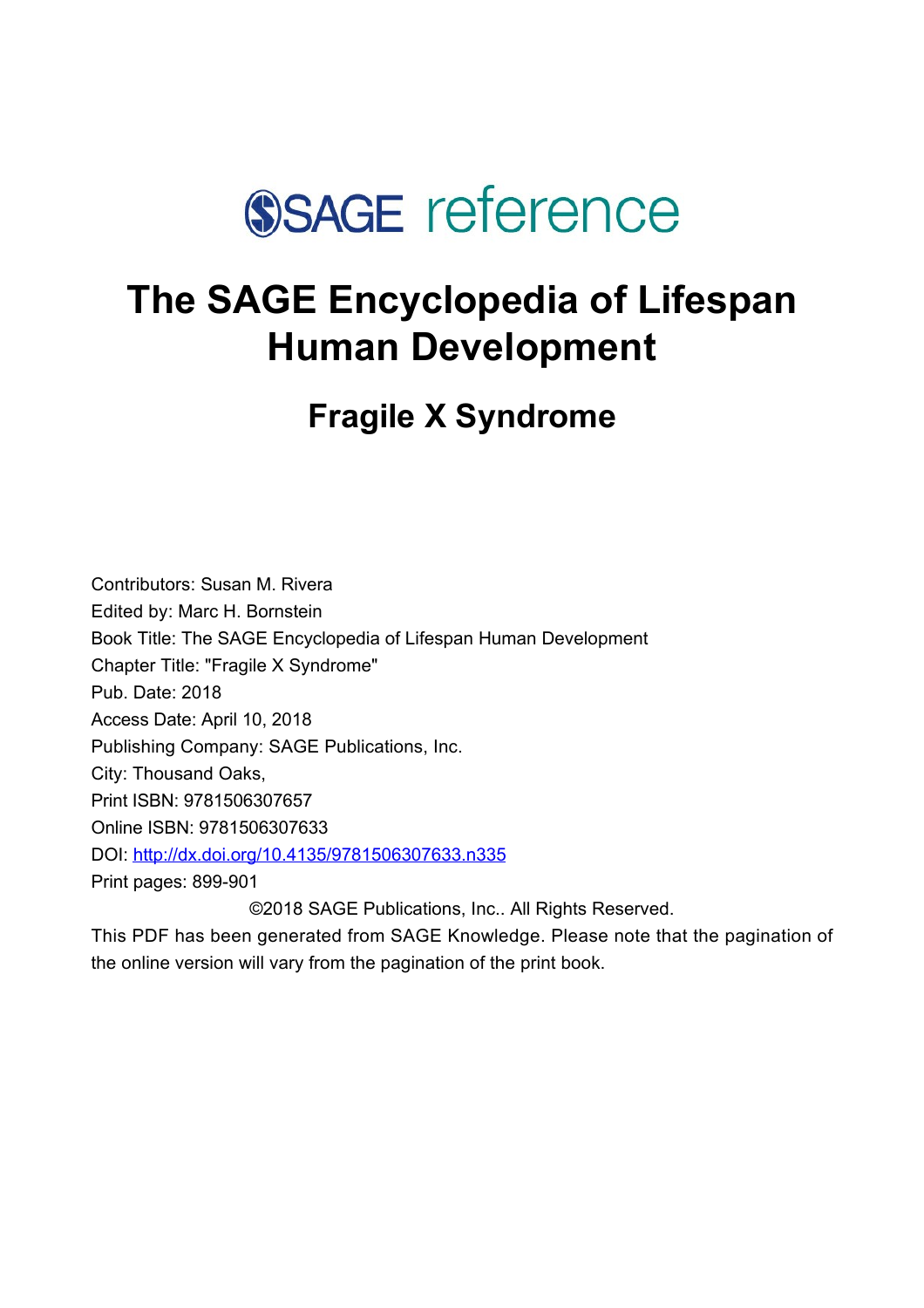SAGE reference

# The SAGE Encyclopedia of Lifespan Human Development

## Fragile X Syndrome

Contributors: Susan M. Rivera
Edited by: Marc H. Bornstein
Book Title: The SAGE Encyclopedia of Lifespan Human Development
Chapter Title: "Fragile X Syndrome"
Pub. Date: 2018
Access Date: April 10, 2018
Publishing Company: SAGE Publications, Inc.
City: Thousand Oaks,
Print ISBN: 9781506307657
Online ISBN: 9781506307633
DOI: [http://dx.doi.org/10.4135/9781506307633.n335](http://dx.doi.org/10.4135/9781506307633.n335)
Print pages: 899-901

©2018 SAGE Publications, Inc.. All Rights Reserved.

This PDF has been generated from SAGE Knowledge. Please note that the pagination of the online version will vary from the pagination of the print book.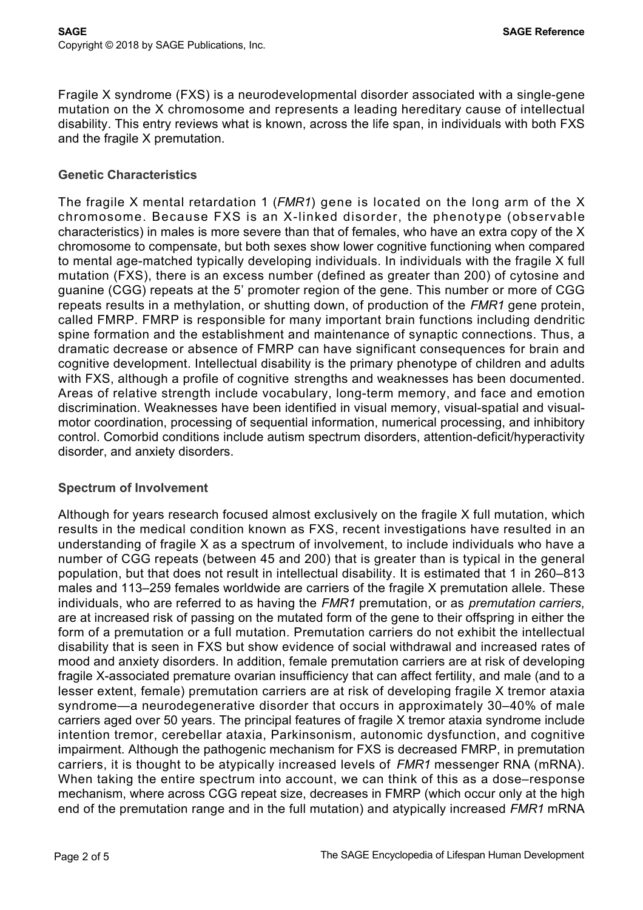Fragile X syndrome (FXS) is a neurodevelopmental disorder associated with a single-gene mutation on the X chromosome and represents a leading hereditary cause of intellectual disability. This entry reviews what is known, across the life span, in individuals with both FXS and the fragile X premutation.

## Genetic Characteristics

The fragile X mental retardation 1 (*FMR1*) gene is located on the long arm of the X chromosome. Because FXS is an X-linked disorder, the phenotype (observable characteristics) in males is more severe than that of females, who have an extra copy of the X chromosome to compensate, but both sexes show lower cognitive functioning when compared to mental age-matched typically developing individuals. In individuals with the fragile X full mutation (FXS), there is an excess number (defined as greater than 200) of cytosine and guanine (CGG) repeats at the 5' promoter region of the gene. This number or more of CGG repeats results in a methylation, or shutting down, of production of the *FMR1* gene protein, called FMRP. FMRP is responsible for many important brain functions including dendritic spine formation and the establishment and maintenance of synaptic connections. Thus, a dramatic decrease or absence of FMRP can have significant consequences for brain and cognitive development. Intellectual disability is the primary phenotype of children and adults with FXS, although a profile of cognitive strengths and weaknesses has been documented. Areas of relative strength include vocabulary, long-term memory, and face and emotion discrimination. Weaknesses have been identified in visual memory, visual-spatial and visual-motor coordination, processing of sequential information, numerical processing, and inhibitory control. Comorbid conditions include autism spectrum disorders, attention-deficit/hyperactivity disorder, and anxiety disorders.

## Spectrum of Involvement

Although for years research focused almost exclusively on the fragile X full mutation, which results in the medical condition known as FXS, recent investigations have resulted in an understanding of fragile X as a spectrum of involvement, to include individuals who have a number of CGG repeats (between 45 and 200) that is greater than is typical in the general population, but that does not result in intellectual disability. It is estimated that 1 in 260–813 males and 113–259 females worldwide are carriers of the fragile X premutation allele. These individuals, who are referred to as having the *FMR1* premutation, or as *premutation carriers*, are at increased risk of passing on the mutated form of the gene to their offspring in either the form of a premutation or a full mutation. Premutation carriers do not exhibit the intellectual disability that is seen in FXS but show evidence of social withdrawal and increased rates of mood and anxiety disorders. In addition, female premutation carriers are at risk of developing fragile X-associated premature ovarian insufficiency that can affect fertility, and male (and to a lesser extent, female) premutation carriers are at risk of developing fragile X tremor ataxia syndrome—a neurodegenerative disorder that occurs in approximately 30–40% of male carriers aged over 50 years. The principal features of fragile X tremor ataxia syndrome include intention tremor, cerebellar ataxia, Parkinsonism, autonomic dysfunction, and cognitive impairment. Although the pathogenic mechanism for FXS is decreased FMRP, in premutation carriers, it is thought to be atypically increased levels of *FMR1* messenger RNA (mRNA). When taking the entire spectrum into account, we can think of this as a dose–response mechanism, where across CGG repeat size, decreases in FMRP (which occur only at the high end of the premutation range and in the full mutation) and atypically increased *FMR1* mRNA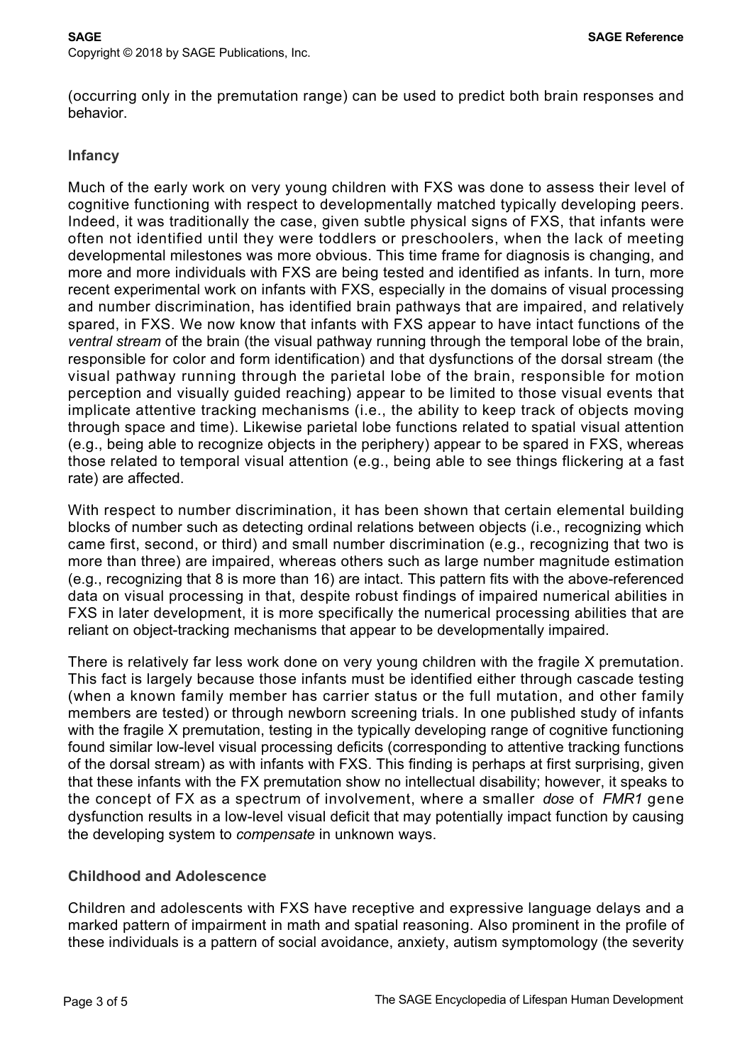(occurring only in the premutation range) can be used to predict both brain responses and behavior.

### Infancy

Much of the early work on very young children with FXS was done to assess their level of cognitive functioning with respect to developmentally matched typically developing peers. Indeed, it was traditionally the case, given subtle physical signs of FXS, that infants were often not identified until they were toddlers or preschoolers, when the lack of meeting developmental milestones was more obvious. This time frame for diagnosis is changing, and more and more individuals with FXS are being tested and identified as infants. In turn, more recent experimental work on infants with FXS, especially in the domains of visual processing and number discrimination, has identified brain pathways that are impaired, and relatively spared, in FXS. We now know that infants with FXS appear to have intact functions of the *ventral stream* of the brain (the visual pathway running through the temporal lobe of the brain, responsible for color and form identification) and that dysfunctions of the dorsal stream (the visual pathway running through the parietal lobe of the brain, responsible for motion perception and visually guided reaching) appear to be limited to those visual events that implicate attentive tracking mechanisms (i.e., the ability to keep track of objects moving through space and time). Likewise parietal lobe functions related to spatial visual attention (e.g., being able to recognize objects in the periphery) appear to be spared in FXS, whereas those related to temporal visual attention (e.g., being able to see things flickering at a fast rate) are affected.

With respect to number discrimination, it has been shown that certain elemental building blocks of number such as detecting ordinal relations between objects (i.e., recognizing which came first, second, or third) and small number discrimination (e.g., recognizing that two is more than three) are impaired, whereas others such as large number magnitude estimation (e.g., recognizing that 8 is more than 16) are intact. This pattern fits with the above-referenced data on visual processing in that, despite robust findings of impaired numerical abilities in FXS in later development, it is more specifically the numerical processing abilities that are reliant on object-tracking mechanisms that appear to be developmentally impaired.

There is relatively far less work done on very young children with the fragile X premutation. This fact is largely because those infants must be identified either through cascade testing (when a known family member has carrier status or the full mutation, and other family members are tested) or through newborn screening trials. In one published study of infants with the fragile X premutation, testing in the typically developing range of cognitive functioning found similar low-level visual processing deficits (corresponding to attentive tracking functions of the dorsal stream) as with infants with FXS. This finding is perhaps at first surprising, given that these infants with the FX premutation show no intellectual disability; however, it speaks to the concept of FX as a spectrum of involvement, where a smaller *dose* of *FMR1* gene dysfunction results in a low-level visual deficit that may potentially impact function by causing the developing system to *compensate* in unknown ways.

### Childhood and Adolescence

Children and adolescents with FXS have receptive and expressive language delays and a marked pattern of impairment in math and spatial reasoning. Also prominent in the profile of these individuals is a pattern of social avoidance, anxiety, autism symptomology (the severity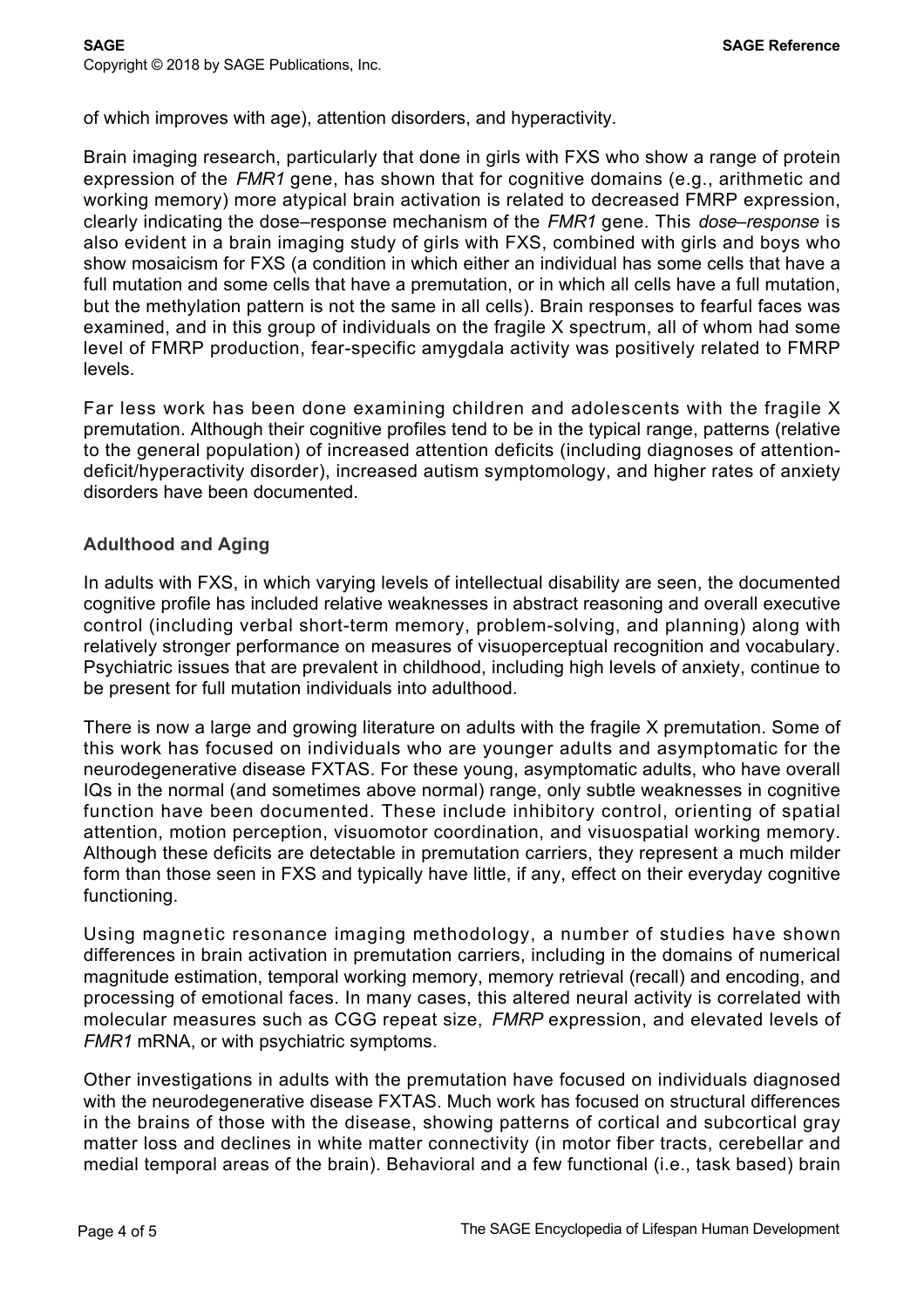of which improves with age), attention disorders, and hyperactivity.

Brain imaging research, particularly that done in girls with FXS who show a range of protein expression of the *FMR1* gene, has shown that for cognitive domains (e.g., arithmetic and working memory) more atypical brain activation is related to decreased FMRP expression, clearly indicating the dose–response mechanism of the *FMR1* gene. This *dose–response* is also evident in a brain imaging study of girls with FXS, combined with girls and boys who show mosaicism for FXS (a condition in which either an individual has some cells that have a full mutation and some cells that have a premutation, or in which all cells have a full mutation, but the methylation pattern is not the same in all cells). Brain responses to fearful faces was examined, and in this group of individuals on the fragile X spectrum, all of whom had some level of FMRP production, fear-specific amygdala activity was positively related to FMRP levels.

Far less work has been done examining children and adolescents with the fragile X premutation. Although their cognitive profiles tend to be in the typical range, patterns (relative to the general population) of increased attention deficits (including diagnoses of attention-deficit/hyperactivity disorder), increased autism symptomology, and higher rates of anxiety disorders have been documented.

### Adulthood and Aging

In adults with FXS, in which varying levels of intellectual disability are seen, the documented cognitive profile has included relative weaknesses in abstract reasoning and overall executive control (including verbal short-term memory, problem-solving, and planning) along with relatively stronger performance on measures of visuoperceptual recognition and vocabulary. Psychiatric issues that are prevalent in childhood, including high levels of anxiety, continue to be present for full mutation individuals into adulthood.

There is now a large and growing literature on adults with the fragile X premutation. Some of this work has focused on individuals who are younger adults and asymptomatic for the neurodegenerative disease FXTAS. For these young, asymptomatic adults, who have overall IQs in the normal (and sometimes above normal) range, only subtle weaknesses in cognitive function have been documented. These include inhibitory control, orienting of spatial attention, motion perception, visuomotor coordination, and visuospatial working memory. Although these deficits are detectable in premutation carriers, they represent a much milder form than those seen in FXS and typically have little, if any, effect on their everyday cognitive functioning.

Using magnetic resonance imaging methodology, a number of studies have shown differences in brain activation in premutation carriers, including in the domains of numerical magnitude estimation, temporal working memory, memory retrieval (recall) and encoding, and processing of emotional faces. In many cases, this altered neural activity is correlated with molecular measures such as CGG repeat size, *FMRP* expression, and elevated levels of *FMR1* mRNA, or with psychiatric symptoms.

Other investigations in adults with the premutation have focused on individuals diagnosed with the neurodegenerative disease FXTAS. Much work has focused on structural differences in the brains of those with the disease, showing patterns of cortical and subcortical gray matter loss and declines in white matter connectivity (in motor fiber tracts, cerebellar and medial temporal areas of the brain). Behavioral and a few functional (i.e., task based) brain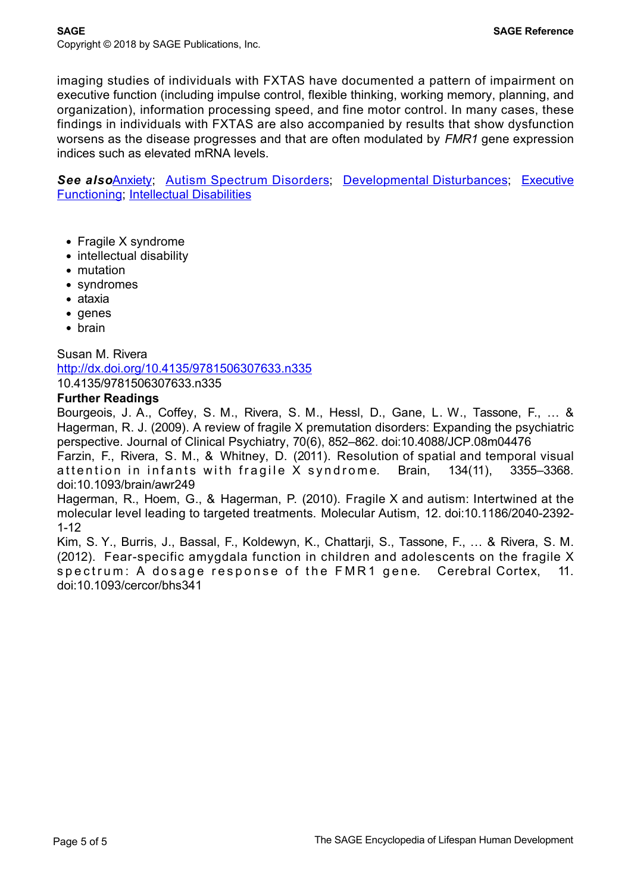imaging studies of individuals with FXTAS have documented a pattern of impairment on executive function (including impulse control, flexible thinking, working memory, planning, and organization), information processing speed, and fine motor control. In many cases, these findings in individuals with FXTAS are also accompanied by results that show dysfunction worsens as the disease progresses and that are often modulated by *FMR1* gene expression indices such as elevated mRNA levels.

***See also*** Anxiety; Autism Spectrum Disorders; Developmental Disturbances; Executive Functioning; Intellectual Disabilities

- Fragile X syndrome
- intellectual disability
- mutation
- syndromes
- ataxia
- genes
- brain

Susan M. Rivera

http://dx.doi.org/10.4135/9781506307633.n335

10.4135/9781506307633.n335

**Further Readings**

Bourgeois, J. A., Coffey, S. M., Rivera, S. M., Hessl, D., Gane, L. W., Tassone, F., … & Hagerman, R. J. (2009). A review of fragile X premutation disorders: Expanding the psychiatric perspective. Journal of Clinical Psychiatry, 70(6), 852–862. doi:10.4088/JCP.08m04476

Farzin, F., Rivera, S. M., & Whitney, D. (2011). Resolution of spatial and temporal visual attention in infants with fragile X syndrome. Brain, 134(11), 3355–3368. doi:10.1093/brain/awr249

Hagerman, R., Hoem, G., & Hagerman, P. (2010). Fragile X and autism: Intertwined at the molecular level leading to targeted treatments. Molecular Autism, 12. doi:10.1186/2040-2392-1-12

Kim, S. Y., Burris, J., Bassal, F., Koldewyn, K., Chattarji, S., Tassone, F., … & Rivera, S. M. (2012). Fear-specific amygdala function in children and adolescents on the fragile X spectrum: A dosage response of the FMR1 gene. Cerebral Cortex, 11. doi:10.1093/cercor/bhs341